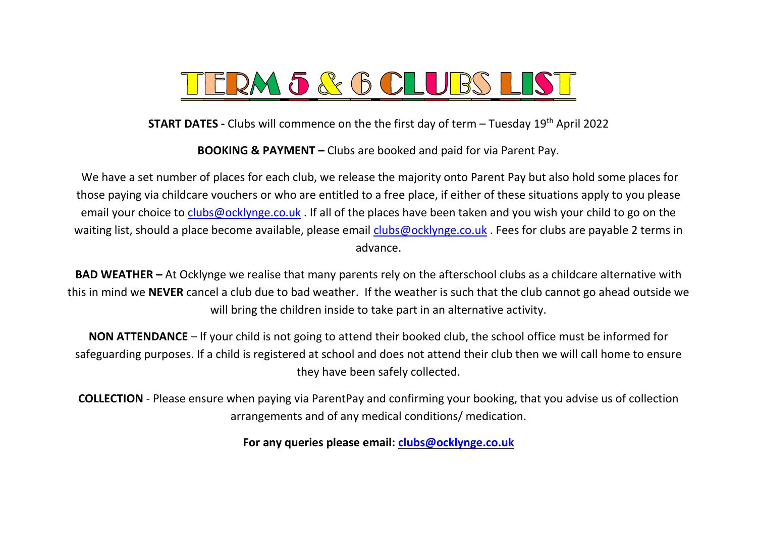# TERM 5 & 6 CLUBS LIST

**START DATES -** Clubs will commence on the the first day of term – Tuesday 19th April 2022

**BOOKING & PAYMENT –** Clubs are booked and paid for via Parent Pay.

We have a set number of places for each club, we release the majority onto Parent Pay but also hold some places for those paying via childcare vouchers or who are entitled to a free place, if either of these situations apply to you please email your choice to clubs@ocklynge.co.uk . If all of the places have been taken and you wish your child to go on the waiting list, should a place become available, please email clubs@ocklynge.co.uk . Fees for clubs are payable 2 terms in advance.

**BAD WEATHER –** At Ocklynge we realise that many parents rely on the afterschool clubs as a childcare alternative with this in mind we **NEVER** cancel a club due to bad weather. If the weather is such that the club cannot go ahead outside we will bring the children inside to take part in an alternative activity.

**NON ATTENDANCE** – If your child is not going to attend their booked club, the school office must be informed for safeguarding purposes. If a child is registered at school and does not attend their club then we will call home to ensure they have been safely collected.

**COLLECTION** - Please ensure when paying via ParentPay and confirming your booking, that you advise us of collection arrangements and of any medical conditions/ medication.

**For any queries please email: clubs@ocklynge.co.uk**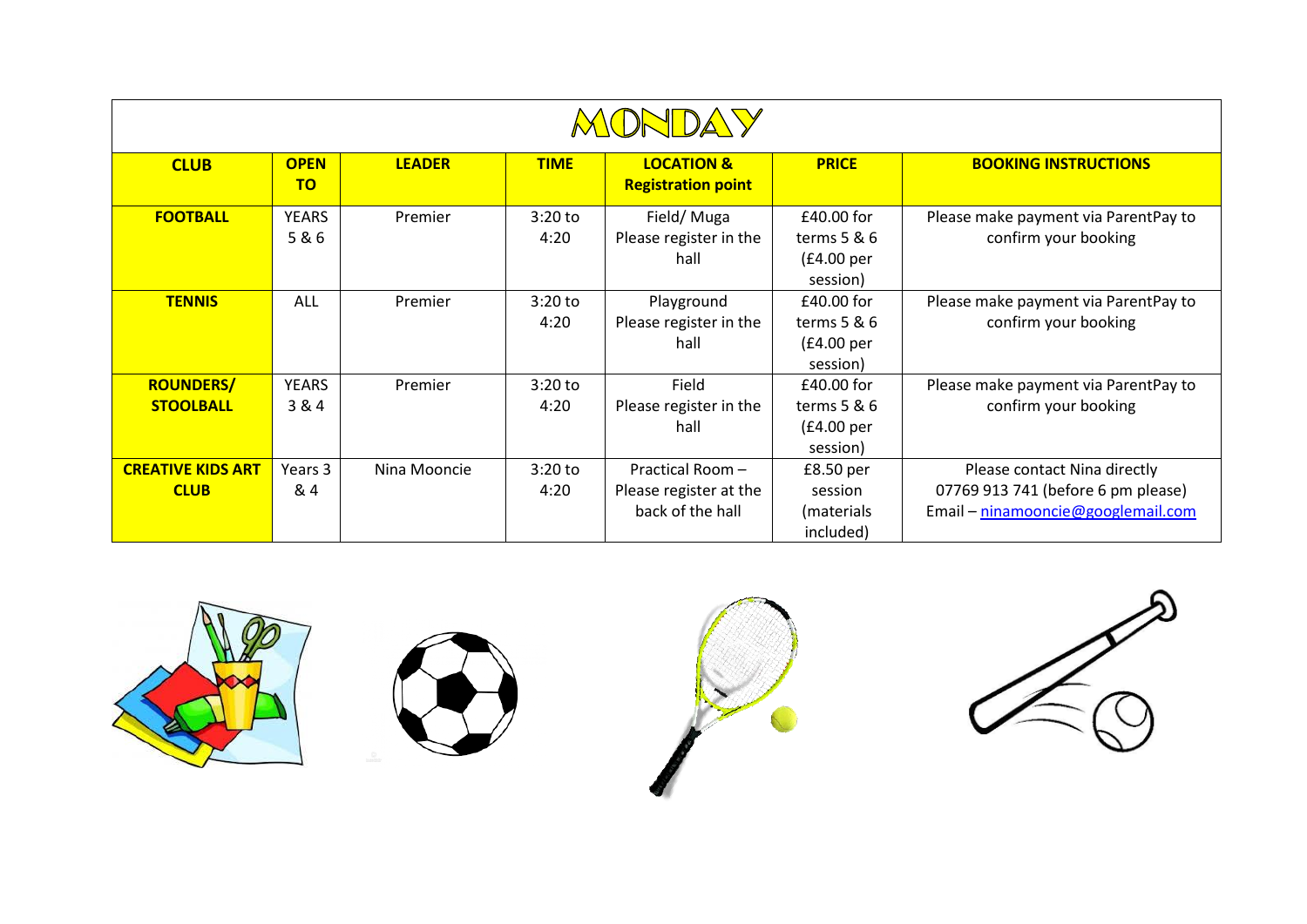# MONDAY

| CLUB | OPEN TO | LEADER | TIME | LOCATION & Registration point | PRICE | BOOKING INSTRUCTIONS |
|---|---|---|---|---|---|---|
| **FOOTBALL** | YEARS 5 & 6 | Premier | 3:20 to 4:20 | Field/ Muga Please register in the hall | £40.00 for terms 5 & 6 (£4.00 per session) | Please make payment via ParentPay to confirm your booking |
| **TENNIS** | ALL | Premier | 3:20 to 4:20 | Playground Please register in the hall | £40.00 for terms 5 & 6 (£4.00 per session) | Please make payment via ParentPay to confirm your booking |
| **ROUNDERS/ STOOLBALL** | YEARS 3 & 4 | Premier | 3:20 to 4:20 | Field Please register in the hall | £40.00 for terms 5 & 6 (£4.00 per session) | Please make payment via ParentPay to confirm your booking |
| **CREATIVE KIDS ART CLUB** | Years 3 & 4 | Nina Mooncie | 3:20 to 4:20 | Practical Room – Please register at the back of the hall | £8.50 per session (materials included) | Please contact Nina directly 07769 913 741 (before 6 pm please) Email – ninamooncie@googlemail.com |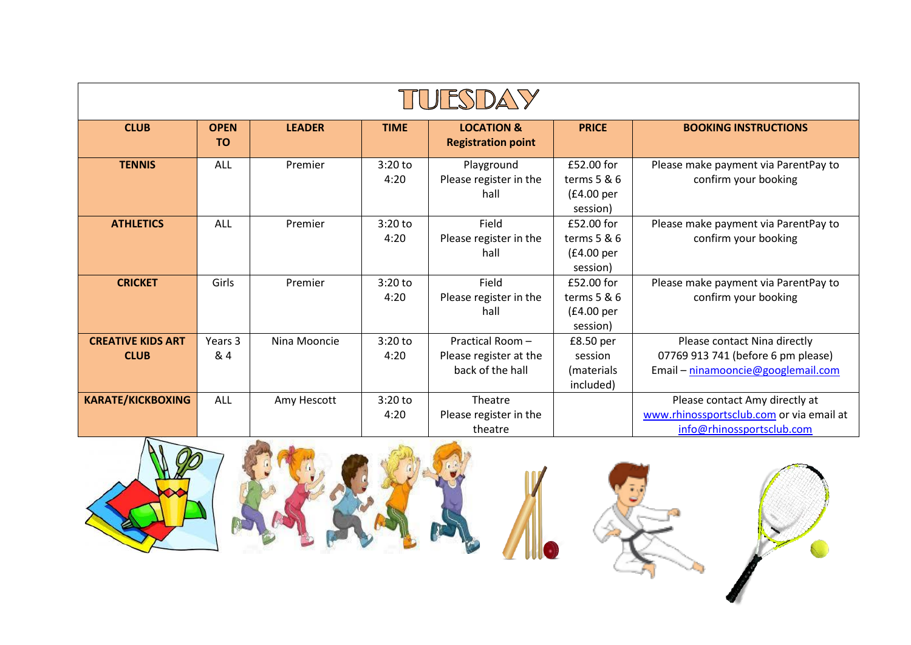# TUESDAY

| CLUB | OPEN TO | LEADER | TIME | LOCATION & Registration point | PRICE | BOOKING INSTRUCTIONS |
|---|---|---|---|---|---|---|
| **TENNIS** | ALL | Premier | 3:20 to 4:20 | Playground Please register in the hall | £52.00 for terms 5 & 6 (£4.00 per session) | Please make payment via ParentPay to confirm your booking |
| **ATHLETICS** | ALL | Premier | 3:20 to 4:20 | Field Please register in the hall | £52.00 for terms 5 & 6 (£4.00 per session) | Please make payment via ParentPay to confirm your booking |
| **CRICKET** | Girls | Premier | 3:20 to 4:20 | Field Please register in the hall | £52.00 for terms 5 & 6 (£4.00 per session) | Please make payment via ParentPay to confirm your booking |
| **CREATIVE KIDS ART CLUB** | Years 3 & 4 | Nina Mooncie | 3:20 to 4:20 | Practical Room – Please register at the back of the hall | £8.50 per session (materials included) | Please contact Nina directly 07769 913 741 (before 6 pm please) Email – ninamooncie@googlemail.com |
| **KARATE/KICKBOXING** | ALL | Amy Hescott | 3:20 to 4:20 | Theatre Please register in the theatre | | Please contact Amy directly at www.rhinossportsclub.com or via email at info@rhinossportsclub.com |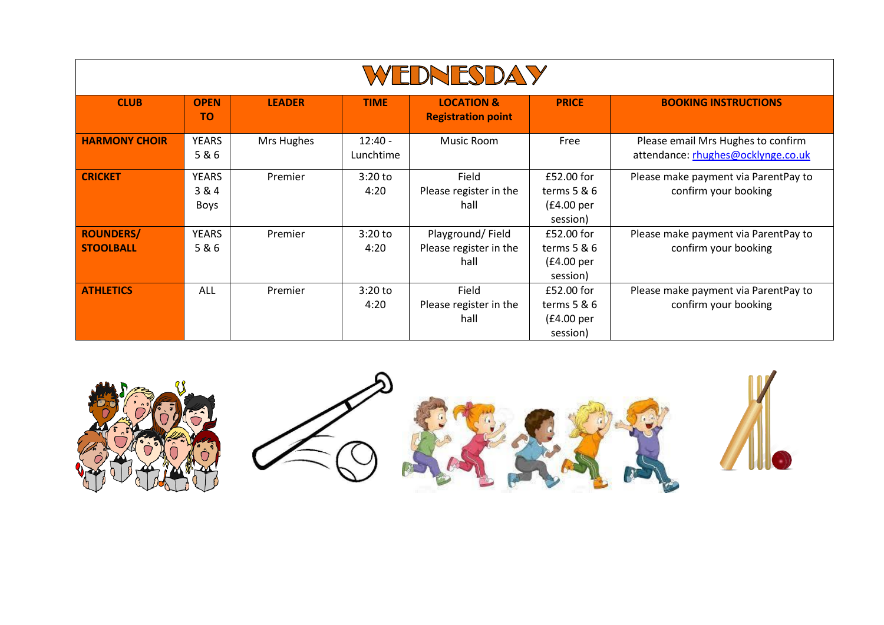# WEDNESDAY

| CLUB | OPEN TO | LEADER | TIME | LOCATION & Registration point | PRICE | BOOKING INSTRUCTIONS |
|---|---|---|---|---|---|---|
| **HARMONY CHOIR** | YEARS 5 & 6 | Mrs Hughes | 12:40 - Lunchtime | Music Room | Free | Please email Mrs Hughes to confirm attendance: rhughes@ocklynge.co.uk |
| **CRICKET** | YEARS 3 & 4 Boys | Premier | 3:20 to 4:20 | Field Please register in the hall | £52.00 for terms 5 & 6 (£4.00 per session) | Please make payment via ParentPay to confirm your booking |
| **ROUNDERS/ STOOLBALL** | YEARS 5 & 6 | Premier | 3:20 to 4:20 | Playground/ Field Please register in the hall | £52.00 for terms 5 & 6 (£4.00 per session) | Please make payment via ParentPay to confirm your booking |
| **ATHLETICS** | ALL | Premier | 3:20 to 4:20 | Field Please register in the hall | £52.00 for terms 5 & 6 (£4.00 per session) | Please make payment via ParentPay to confirm your booking |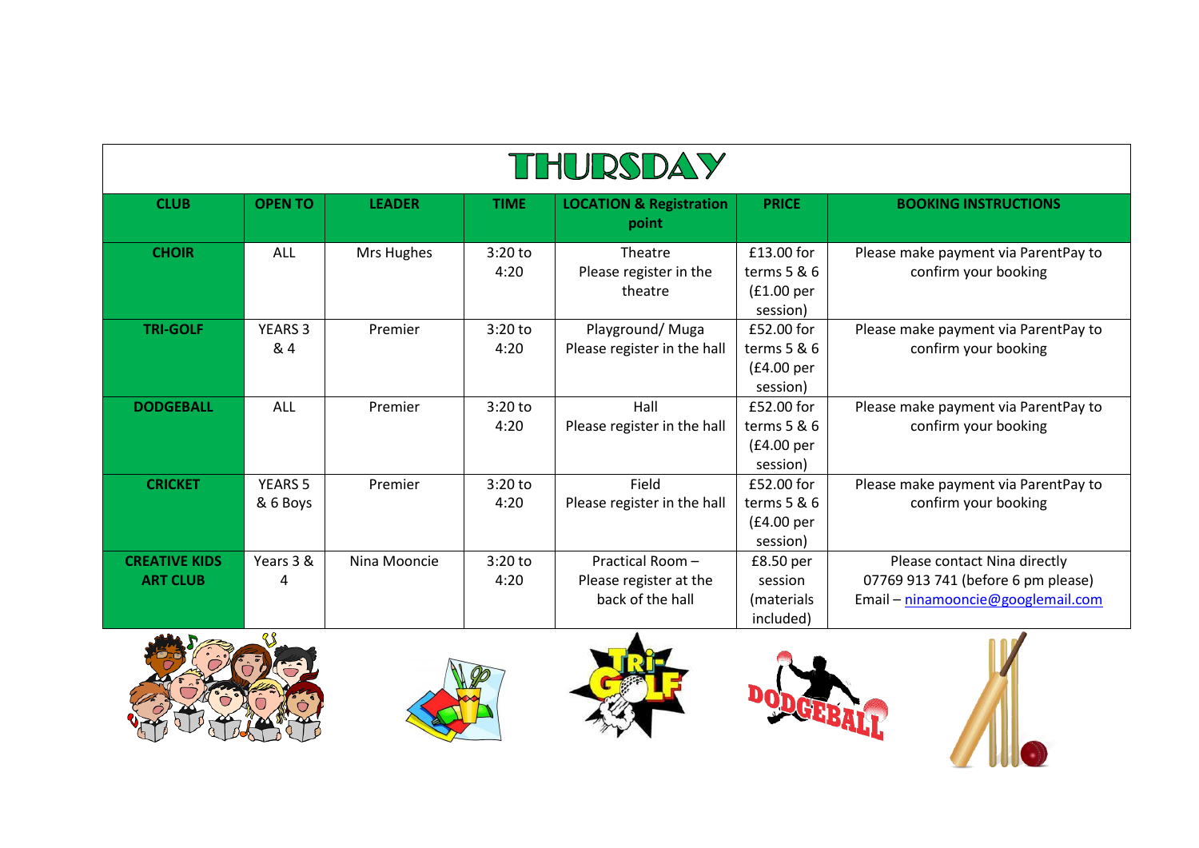# THURSDAY

| CLUB | OPEN TO | LEADER | TIME | LOCATION & Registration point | PRICE | BOOKING INSTRUCTIONS |
|---|---|---|---|---|---|---|
| **CHOIR** | ALL | Mrs Hughes | 3:20 to 4:20 | Theatre<br>Please register in the theatre | £13.00 for terms 5 & 6 (£1.00 per session) | Please make payment via ParentPay to confirm your booking |
| **TRI-GOLF** | YEARS 3 & 4 | Premier | 3:20 to 4:20 | Playground/ Muga<br>Please register in the hall | £52.00 for terms 5 & 6 (£4.00 per session) | Please make payment via ParentPay to confirm your booking |
| **DODGEBALL** | ALL | Premier | 3:20 to 4:20 | Hall<br>Please register in the hall | £52.00 for terms 5 & 6 (£4.00 per session) | Please make payment via ParentPay to confirm your booking |
| **CRICKET** | YEARS 5 & 6 Boys | Premier | 3:20 to 4:20 | Field<br>Please register in the hall | £52.00 for terms 5 & 6 (£4.00 per session) | Please make payment via ParentPay to confirm your booking |
| **CREATIVE KIDS ART CLUB** | Years 3 & 4 | Nina Mooncie | 3:20 to 4:20 | Practical Room – Please register at the back of the hall | £8.50 per session (materials included) | Please contact Nina directly<br>07769 913 741 (before 6 pm please)<br>Email – ninamooncie@googlemail.com |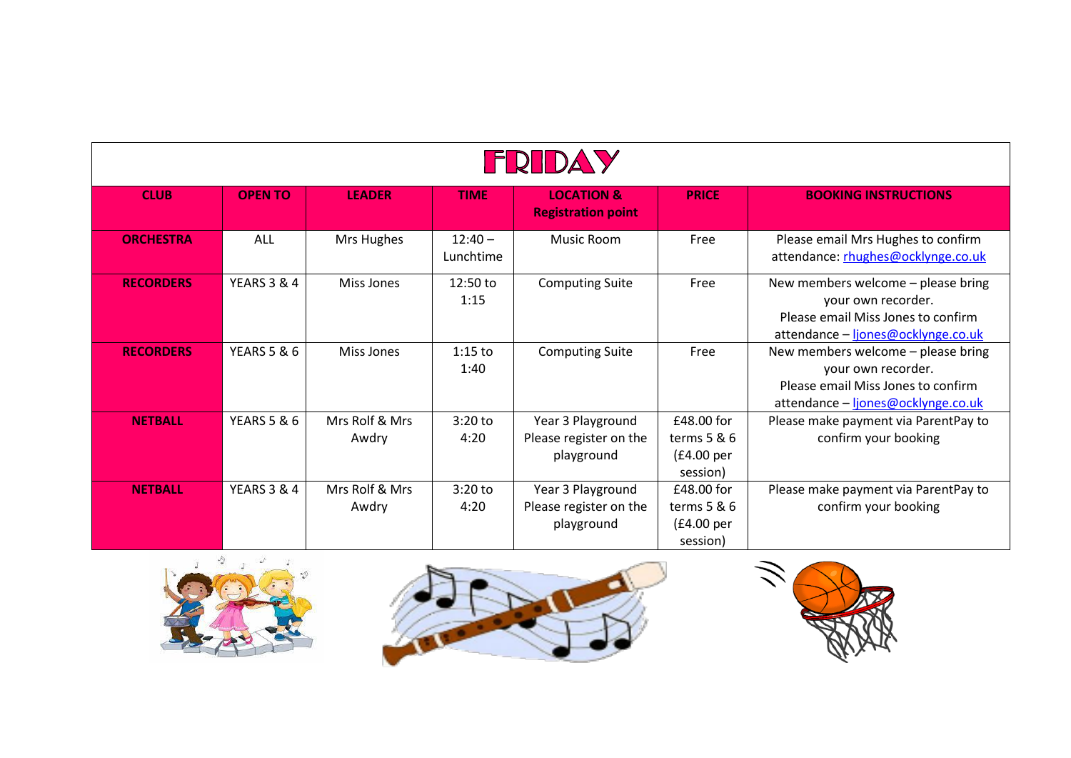# FRIDAY

| CLUB | OPEN TO | LEADER | TIME | LOCATION & Registration point | PRICE | BOOKING INSTRUCTIONS |
|---|---|---|---|---|---|---|
| **ORCHESTRA** | ALL | Mrs Hughes | 12:40 – Lunchtime | Music Room | Free | Please email Mrs Hughes to confirm attendance: rhughes@ocklynge.co.uk |
| **RECORDERS** | YEARS 3 & 4 | Miss Jones | 12:50 to 1:15 | Computing Suite | Free | New members welcome – please bring your own recorder. Please email Miss Jones to confirm attendance – ljones@ocklynge.co.uk |
| **RECORDERS** | YEARS 5 & 6 | Miss Jones | 1:15 to 1:40 | Computing Suite | Free | New members welcome – please bring your own recorder. Please email Miss Jones to confirm attendance – ljones@ocklynge.co.uk |
| **NETBALL** | YEARS 5 & 6 | Mrs Rolf & Mrs Awdry | 3:20 to 4:20 | Year 3 Playground Please register on the playground | £48.00 for terms 5 & 6 (£4.00 per session) | Please make payment via ParentPay to confirm your booking |
| **NETBALL** | YEARS 3 & 4 | Mrs Rolf & Mrs Awdry | 3:20 to 4:20 | Year 3 Playground Please register on the playground | £48.00 for terms 5 & 6 (£4.00 per session) | Please make payment via ParentPay to confirm your booking |